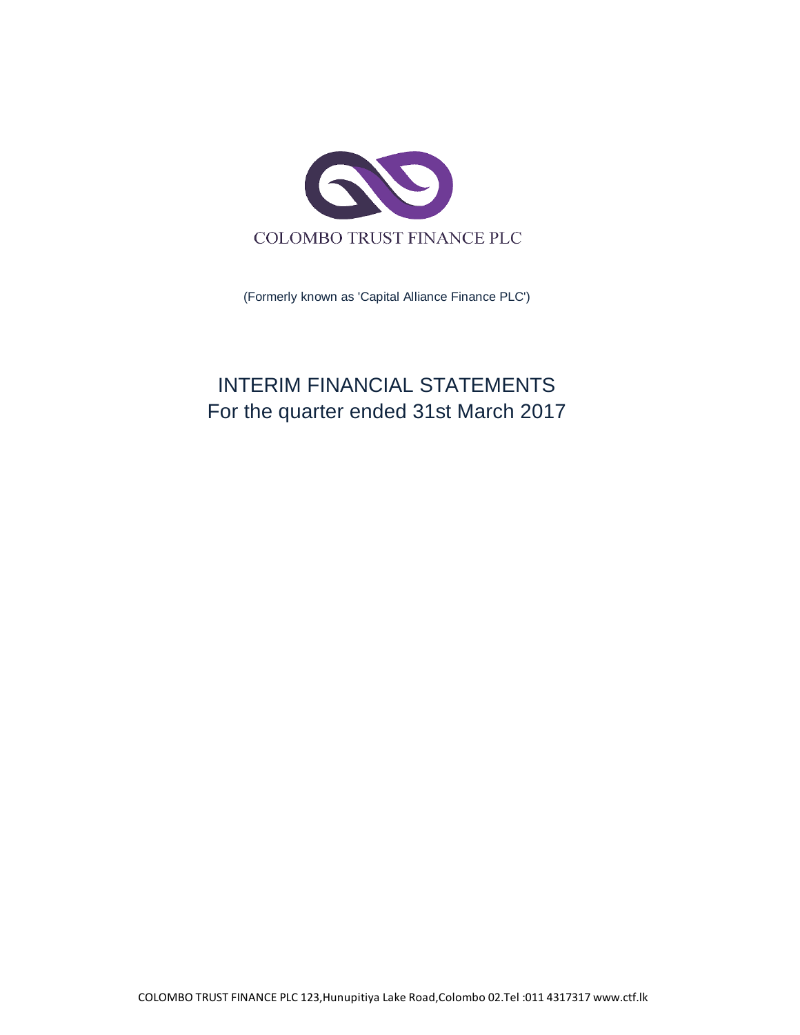COLOMBO TRUST FINANCE PLC

(Formerly known as 'Capital Alliance Finance PLC')

# INTERIM FINANCIAL STATEMENTS
## For the quarter ended 31st March 2017

COLOMBO TRUST FINANCE PLC 123,Hunupitiya Lake Road,Colombo 02.Tel :011 4317317 www.ctf.lk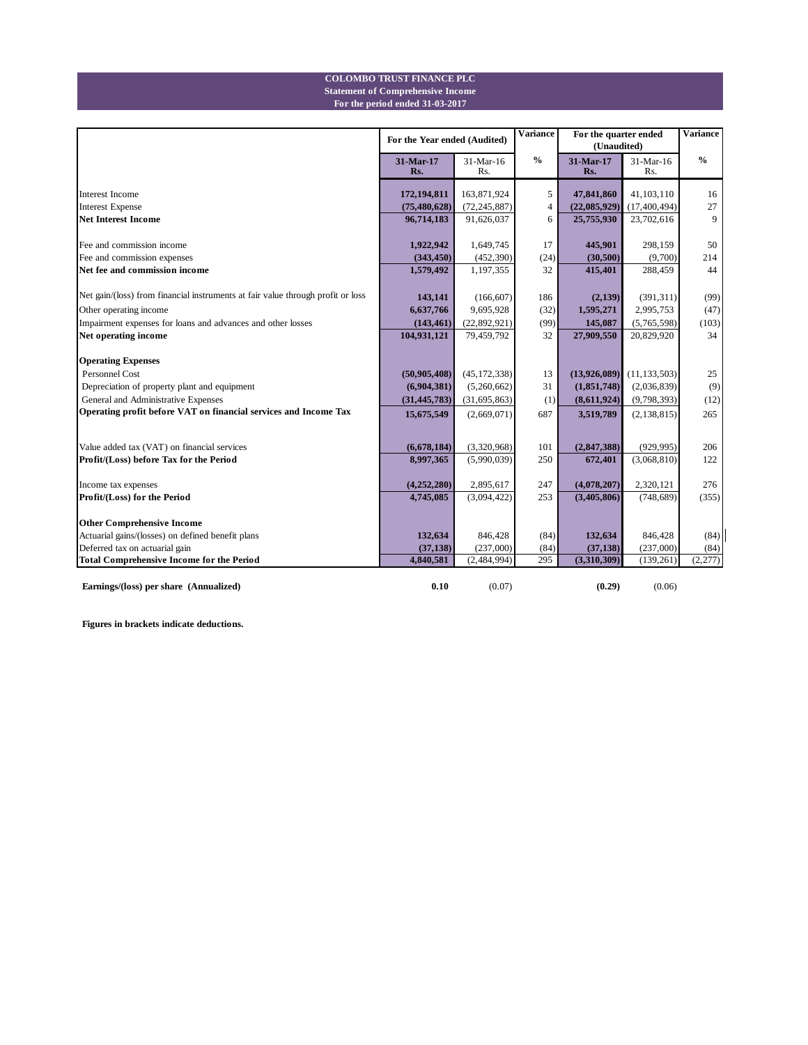**COLOMBO TRUST FINANCE PLC**
**Statement of Comprehensive Income**
**For the period ended 31-03-2017**

| | For the Year ended (Audited) | | Variance | For the quarter ended (Unaudited) | | Variance |
|---|---|---|---|---|---|---|
| | **31-Mar-17 Rs.** | 31-Mar-16 Rs. | **%** | **31-Mar-17 Rs.** | 31-Mar-16 Rs. | **%** |
| Interest Income | **172,194,811** | 163,871,924 | 5 | **47,841,860** | 41,103,110 | 16 |
| Interest Expense | **(75,480,628)** | (72,245,887) | 4 | **(22,085,929)** | (17,400,494) | 27 |
| **Net Interest Income** | **96,714,183** | 91,626,037 | 6 | **25,755,930** | 23,702,616 | 9 |
| Fee and commission income | **1,922,942** | 1,649,745 | 17 | **445,901** | 298,159 | 50 |
| Fee and commission expenses | **(343,450)** | (452,390) | (24) | **(30,500)** | (9,700) | 214 |
| **Net fee and commission income** | **1,579,492** | 1,197,355 | 32 | **415,401** | 288,459 | 44 |
| Net gain/(loss) from financial instruments at fair value through profit or loss | **143,141** | (166,607) | 186 | **(2,139)** | (391,311) | (99) |
| Other operating income | **6,637,766** | 9,695,928 | (32) | **1,595,271** | 2,995,753 | (47) |
| Impairment expenses for loans and advances and other losses | **(143,461)** | (22,892,921) | (99) | **145,087** | (5,765,598) | (103) |
| **Net operating income** | **104,931,121** | 79,459,792 | 32 | **27,909,550** | 20,829,920 | 34 |
| **Operating Expenses** | | | | | | |
| Personnel Cost | **(50,905,408)** | (45,172,338) | 13 | **(13,926,089)** | (11,133,503) | 25 |
| Depreciation of property plant and equipment | **(6,904,381)** | (5,260,662) | 31 | **(1,851,748)** | (2,036,839) | (9) |
| General and Administrative Expenses | **(31,445,783)** | (31,695,863) | (1) | **(8,611,924)** | (9,798,393) | (12) |
| **Operating profit before VAT on financial services and Income Tax** | **15,675,549** | (2,669,071) | 687 | **3,519,789** | (2,138,815) | 265 |
| Value added tax (VAT) on financial services | **(6,678,184)** | (3,320,968) | 101 | **(2,847,388)** | (929,995) | 206 |
| **Profit/(Loss) before Tax for the Period** | **8,997,365** | (5,990,039) | 250 | **672,401** | (3,068,810) | 122 |
| Income tax expenses | **(4,252,280)** | 2,895,617 | 247 | **(4,078,207)** | 2,320,121 | 276 |
| **Profit/(Loss) for the Period** | **4,745,085** | (3,094,422) | 253 | **(3,405,806)** | (748,689) | (355) |
| **Other Comprehensive Income** | | | | | | |
| Actuarial gains/(losses) on defined benefit plans | **132,634** | 846,428 | (84) | **132,634** | 846,428 | (84) |
| Deferred tax on actuarial gain | **(37,138)** | (237,000) | (84) | **(37,138)** | (237,000) | (84) |
| **Total Comprehensive Income for the Period** | **4,840,581** | (2,484,994) | 295 | **(3,310,309)** | (139,261) | (2,277) |
| **Earnings/(loss) per share (Annualized)** | **0.10** | (0.07) | | **(0.29)** | (0.06) | |

**Figures in brackets indicate deductions.**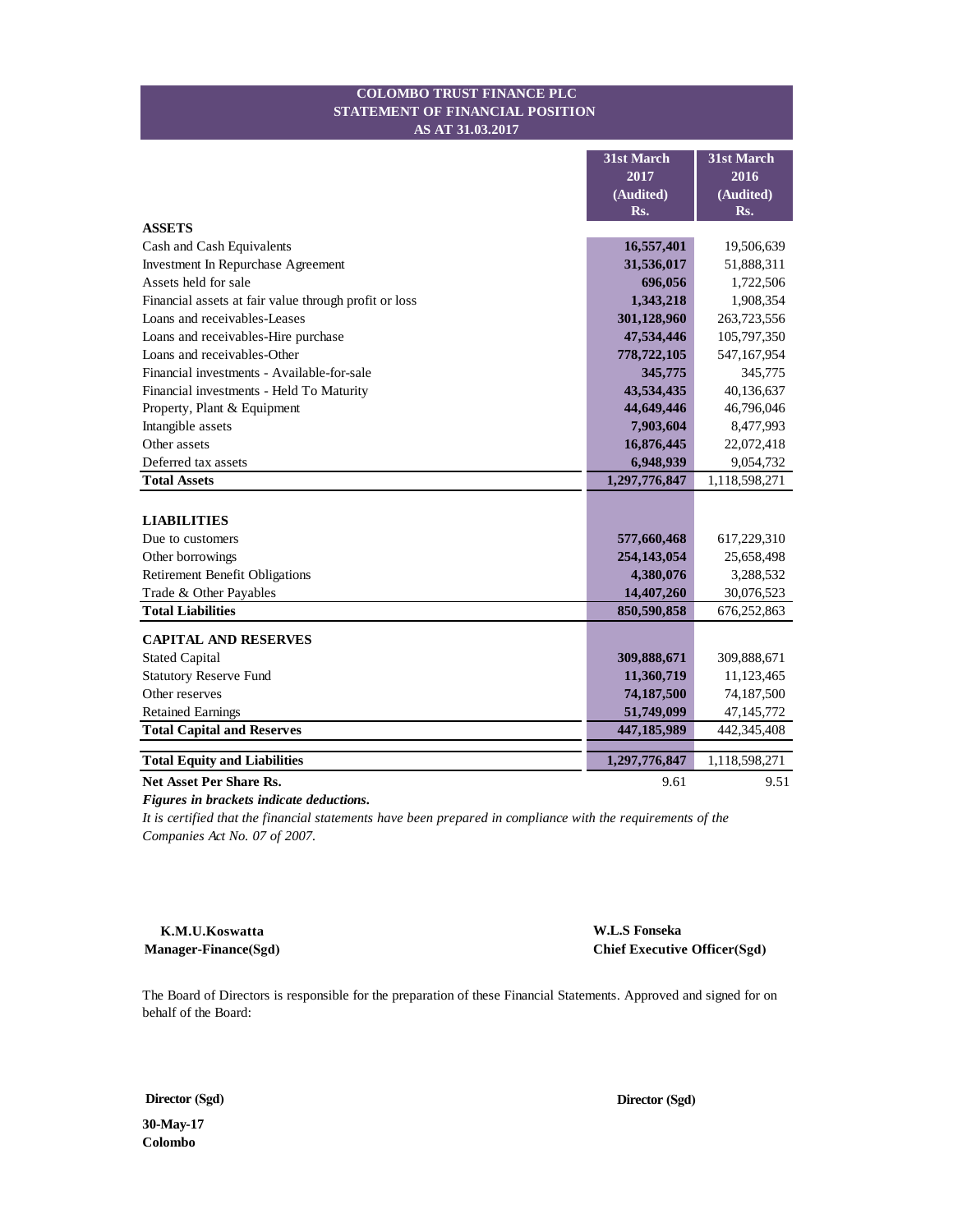# COLOMBO TRUST FINANCE PLC
## STATEMENT OF FINANCIAL POSITION
### AS AT 31.03.2017

| | 31st March 2017 (Audited) Rs. | 31st March 2016 (Audited) Rs. |
|---|---|---|
| **ASSETS** | | |
| Cash and Cash Equivalents | **16,557,401** | 19,506,639 |
| Investment In Repurchase Agreement | **31,536,017** | 51,888,311 |
| Assets held for sale | **696,056** | 1,722,506 |
| Financial assets at fair value through profit or loss | **1,343,218** | 1,908,354 |
| Loans and receivables-Leases | **301,128,960** | 263,723,556 |
| Loans and receivables-Hire purchase | **47,534,446** | 105,797,350 |
| Loans and receivables-Other | **778,722,105** | 547,167,954 |
| Financial investments - Available-for-sale | **345,775** | 345,775 |
| Financial investments - Held To Maturity | **43,534,435** | 40,136,637 |
| Property, Plant & Equipment | **44,649,446** | 46,796,046 |
| Intangible assets | **7,903,604** | 8,477,993 |
| Other assets | **16,876,445** | 22,072,418 |
| Deferred tax assets | **6,948,939** | 9,054,732 |
| **Total Assets** | **1,297,776,847** | 1,118,598,271 |
| | | |
| **LIABILITIES** | | |
| Due to customers | **577,660,468** | 617,229,310 |
| Other borrowings | **254,143,054** | 25,658,498 |
| Retirement Benefit Obligations | **4,380,076** | 3,288,532 |
| Trade & Other Payables | **14,407,260** | 30,076,523 |
| **Total Liabilities** | **850,590,858** | 676,252,863 |
| | | |
| **CAPITAL AND RESERVES** | | |
| Stated Capital | **309,888,671** | 309,888,671 |
| Statutory Reserve Fund | **11,360,719** | 11,123,465 |
| Other reserves | **74,187,500** | 74,187,500 |
| Retained Earnings | **51,749,099** | 47,145,772 |
| **Total Capital and Reserves** | **447,185,989** | 442,345,408 |
| | | |
| **Total Equity and Liabilities** | **1,297,776,847** | 1,118,598,271 |
| **Net Asset Per Share Rs.** | 9.61 | 9.51 |

***Figures in brackets indicate deductions.***

*It is certified that the financial statements have been prepared in compliance with the requirements of the Companies Act No. 07 of 2007.*

**K.M.U.Koswatta**
**Manager-Finance(Sgd)**

**W.L.S Fonseka**
**Chief Executive Officer(Sgd)**

The Board of Directors is responsible for the preparation of these Financial Statements. Approved and signed for on behalf of the Board:

**Director (Sgd)**

**Director (Sgd)**

**30-May-17**
**Colombo**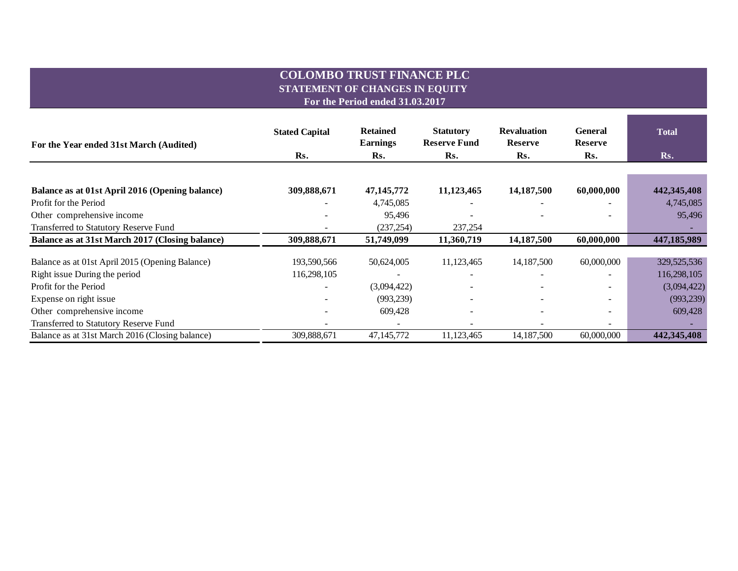# COLOMBO TRUST FINANCE PLC

## STATEMENT OF CHANGES IN EQUITY

### For the Period ended 31.03.2017

| For the Year ended 31st March (Audited) | Stated Capital Rs. | Retained Earnings Rs. | Statutory Reserve Fund Rs. | Revaluation Reserve Rs. | General Reserve Rs. | Total Rs. |
|---|---|---|---|---|---|---|
| **Balance as at 01st April 2016 (Opening balance)** | **309,888,671** | **47,145,772** | **11,123,465** | **14,187,500** | **60,000,000** | **442,345,408** |
| Profit for the Period | - | 4,745,085 | - | - | - | 4,745,085 |
| Other comprehensive income | - | 95,496 | - | - | - | 95,496 |
| Transferred to Statutory Reserve Fund | - | (237,254) | 237,254 | | | - |
| **Balance as at 31st March 2017 (Closing balance)** | **309,888,671** | **51,749,099** | **11,360,719** | **14,187,500** | **60,000,000** | **447,185,989** |
| Balance as at 01st April 2015 (Opening Balance) | 193,590,566 | 50,624,005 | 11,123,465 | 14,187,500 | 60,000,000 | 329,525,536 |
| Right issue During the period | 116,298,105 | - | - | - | - | 116,298,105 |
| Profit for the Period | - | (3,094,422) | - | - | - | (3,094,422) |
| Expense on right issue | - | (993,239) | - | - | - | (993,239) |
| Other comprehensive income | - | 609,428 | - | - | - | 609,428 |
| Transferred to Statutory Reserve Fund | - | - | - | - | - | - |
| Balance as at 31st March 2016 (Closing balance) | 309,888,671 | 47,145,772 | 11,123,465 | 14,187,500 | 60,000,000 | **442,345,408** |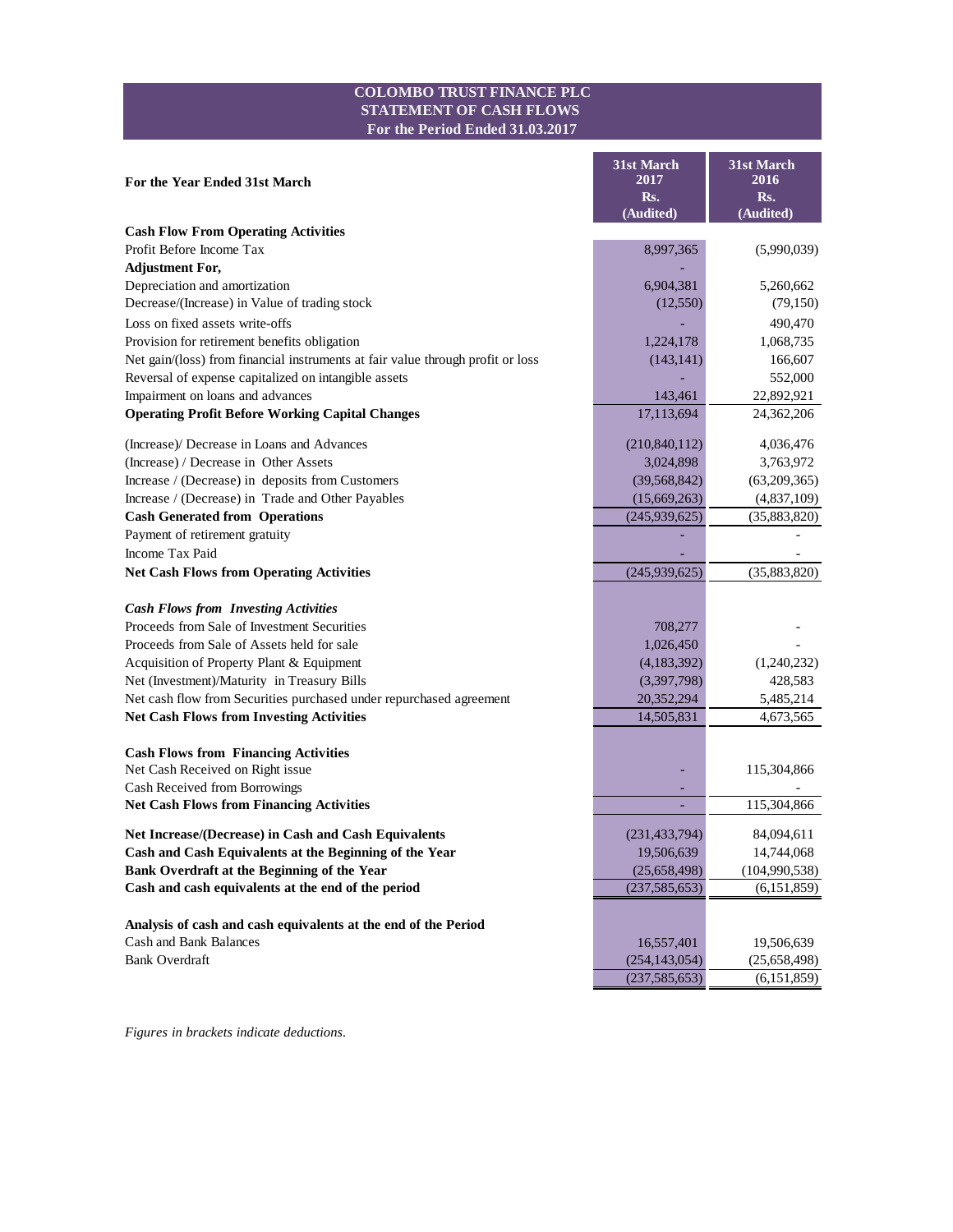# COLOMBO TRUST FINANCE PLC
## STATEMENT OF CASH FLOWS
### For the Period Ended 31.03.2017

| For the Year Ended 31st March | 31st March 2017 Rs. (Audited) | 31st March 2016 Rs. (Audited) |
|---|---|---|
| **Cash Flow From Operating Activities** | | |
| Profit Before Income Tax | 8,997,365 | (5,990,039) |
| **Adjustment For,** | - | |
| Depreciation and amortization | 6,904,381 | 5,260,662 |
| Decrease/(Increase) in Value of trading stock | (12,550) | (79,150) |
| Loss on fixed assets write-offs | - | 490,470 |
| Provision for retirement benefits obligation | 1,224,178 | 1,068,735 |
| Net gain/(loss) from financial instruments at fair value through profit or loss | (143,141) | 166,607 |
| Reversal of expense capitalized on intangible assets | - | 552,000 |
| Impairment on loans and advances | 143,461 | 22,892,921 |
| **Operating Profit Before Working Capital Changes** | 17,113,694 | 24,362,206 |
| (Increase)/ Decrease in Loans and Advances | (210,840,112) | 4,036,476 |
| (Increase) / Decrease in Other Assets | 3,024,898 | 3,763,972 |
| Increase / (Decrease) in deposits from Customers | (39,568,842) | (63,209,365) |
| Increase / (Decrease) in Trade and Other Payables | (15,669,263) | (4,837,109) |
| **Cash Generated from Operations** | (245,939,625) | (35,883,820) |
| Payment of retirement gratuity | - | - |
| Income Tax Paid | - | - |
| **Net Cash Flows from Operating Activities** | (245,939,625) | (35,883,820) |
| ***Cash Flows from Investing Activities*** | | |
| Proceeds from Sale of Investment Securities | 708,277 | - |
| Proceeds from Sale of Assets held for sale | 1,026,450 | - |
| Acquisition of Property Plant & Equipment | (4,183,392) | (1,240,232) |
| Net (Investment)/Maturity in Treasury Bills | (3,397,798) | 428,583 |
| Net cash flow from Securities purchased under repurchased agreement | 20,352,294 | 5,485,214 |
| **Net Cash Flows from Investing Activities** | 14,505,831 | 4,673,565 |
| **Cash Flows from Financing Activities** | | |
| Net Cash Received on Right issue | - | 115,304,866 |
| Cash Received from Borrowings | - | - |
| **Net Cash Flows from Financing Activities** | - | 115,304,866 |
| **Net Increase/(Decrease) in Cash and Cash Equivalents** | (231,433,794) | 84,094,611 |
| **Cash and Cash Equivalents at the Beginning of the Year** | 19,506,639 | 14,744,068 |
| **Bank Overdraft at the Beginning of the Year** | (25,658,498) | (104,990,538) |
| **Cash and cash equivalents at the end of the period** | (237,585,653) | (6,151,859) |
| **Analysis of cash and cash equivalents at the end of the Period** | | |
| Cash and Bank Balances | 16,557,401 | 19,506,639 |
| Bank Overdraft | (254,143,054) | (25,658,498) |
| | (237,585,653) | (6,151,859) |

*Figures in brackets indicate deductions.*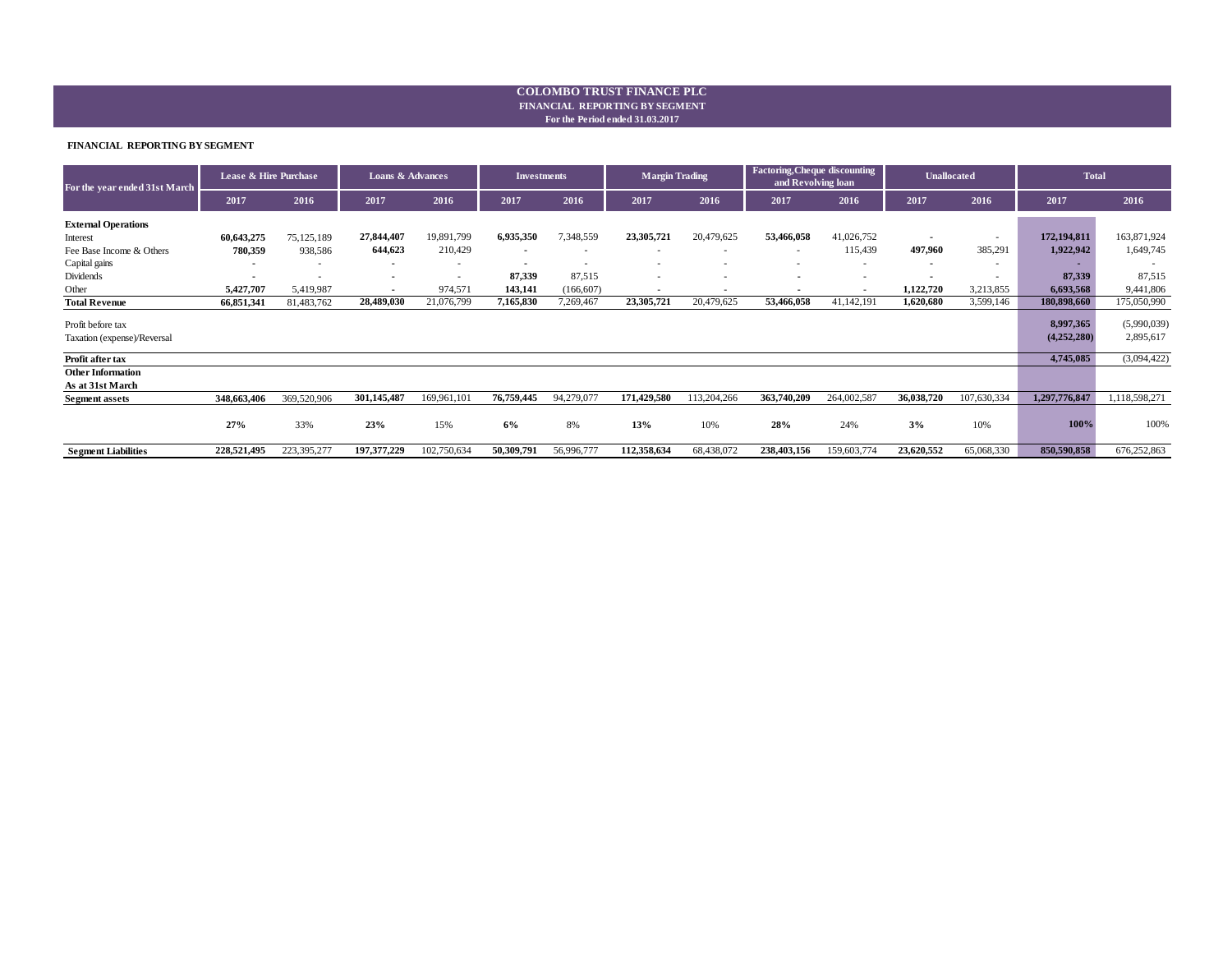# COLOMBO TRUST FINANCE PLC

## FINANCIAL REPORTING BY SEGMENT

**For the Period ended 31.03.2017**

**FINANCIAL REPORTING BY SEGMENT**

| For the year ended 31st March | Lease & Hire Purchase | | Loans & Advances | | Investments | | Margin Trading | | Factoring,Cheque discounting and Revolving loan | | Unallocated | | Total | |
|---|---|---|---|---|---|---|---|---|---|---|---|---|---|---|
| | 2017 | 2016 | 2017 | 2016 | 2017 | 2016 | 2017 | 2016 | 2017 | 2016 | 2017 | 2016 | 2017 | 2016 |
| **External Operations** | | | | | | | | | | | | | | |
| Interest | **60,643,275** | 75,125,189 | **27,844,407** | 19,891,799 | **6,935,350** | 7,348,559 | **23,305,721** | 20,479,625 | **53,466,058** | 41,026,752 | - | - | **172,194,811** | 163,871,924 |
| Fee Base Income & Others | **780,359** | 938,586 | **644,623** | 210,429 | - | - | - | - | - | 115,439 | **497,960** | 385,291 | **1,922,942** | 1,649,745 |
| Capital gains | - | - | - | - | - | - | - | - | - | - | - | - | - | - |
| Dividends | - | - | - | - | **87,339** | 87,515 | - | - | - | - | - | - | **87,339** | 87,515 |
| Other | **5,427,707** | 5,419,987 | - | 974,571 | **143,141** | (166,607) | - | - | - | - | **1,122,720** | 3,213,855 | **6,693,568** | 9,441,806 |
| **Total Revenue** | **66,851,341** | 81,483,762 | **28,489,030** | 21,076,799 | **7,165,830** | 7,269,467 | **23,305,721** | 20,479,625 | **53,466,058** | 41,142,191 | **1,620,680** | 3,599,146 | **180,898,660** | 175,050,990 |
| Profit before tax | | | | | | | | | | | | | **8,997,365** | (5,990,039) |
| Taxation (expense)/Reversal | | | | | | | | | | | | | **(4,252,280)** | 2,895,617 |
| **Profit after tax** | | | | | | | | | | | | | **4,745,085** | (3,094,422) |
| **Other Information** | | | | | | | | | | | | | | |
| **As at 31st March** | | | | | | | | | | | | | | |
| **Segment assets** | **348,663,406** | 369,520,906 | **301,145,487** | 169,961,101 | **76,759,445** | 94,279,077 | **171,429,580** | 113,204,266 | **363,740,209** | 264,002,587 | **36,038,720** | 107,630,334 | **1,297,776,847** | 1,118,598,271 |
| | **27%** | 33% | **23%** | 15% | **6%** | 8% | **13%** | 10% | **28%** | 24% | **3%** | 10% | **100%** | 100% |
| **Segment Liabilities** | **228,521,495** | 223,395,277 | **197,377,229** | 102,750,634 | **50,309,791** | 56,996,777 | **112,358,634** | 68,438,072 | **238,403,156** | 159,603,774 | **23,620,552** | 65,068,330 | **850,590,858** | 676,252,863 |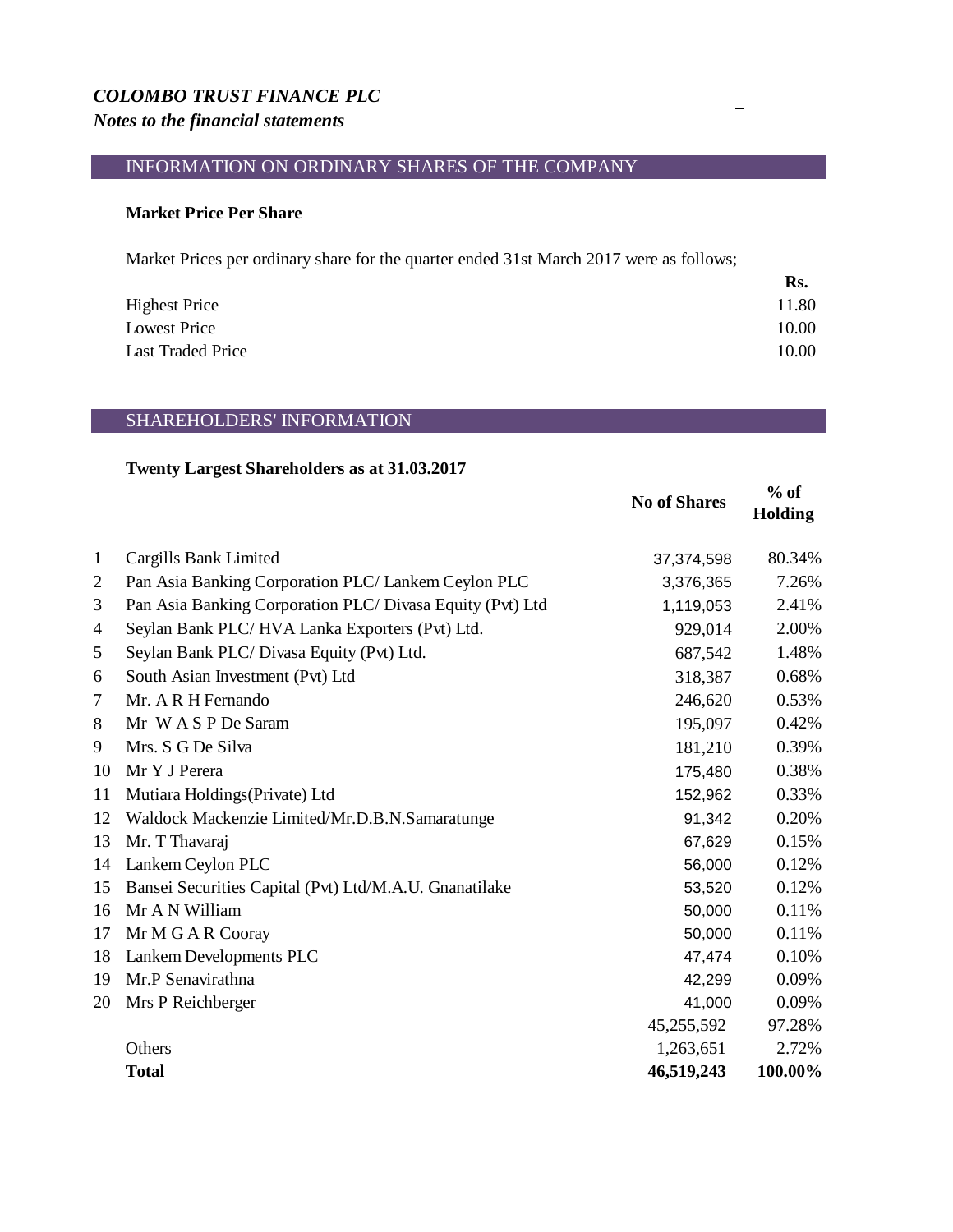*COLOMBO TRUST FINANCE PLC*
*Notes to the financial statements*

## INFORMATION ON ORDINARY SHARES OF THE COMPANY

**Market Price Per Share**

Market Prices per ordinary share for the quarter ended 31st March 2017 were as follows;

| | Rs. |
|---|---|
| Highest Price | 11.80 |
| Lowest Price | 10.00 |
| Last Traded Price | 10.00 |

## SHAREHOLDERS' INFORMATION

**Twenty Largest Shareholders as at 31.03.2017**

| | | No of Shares | % of Holding |
|---|---|---|---|
| 1 | Cargills Bank Limited | 37,374,598 | 80.34% |
| 2 | Pan Asia Banking Corporation PLC/ Lankem Ceylon PLC | 3,376,365 | 7.26% |
| 3 | Pan Asia Banking Corporation PLC/ Divasa Equity (Pvt) Ltd | 1,119,053 | 2.41% |
| 4 | Seylan Bank PLC/ HVA Lanka Exporters (Pvt) Ltd. | 929,014 | 2.00% |
| 5 | Seylan Bank PLC/ Divasa Equity (Pvt) Ltd. | 687,542 | 1.48% |
| 6 | South Asian Investment (Pvt) Ltd | 318,387 | 0.68% |
| 7 | Mr. A R H Fernando | 246,620 | 0.53% |
| 8 | Mr W A S P De Saram | 195,097 | 0.42% |
| 9 | Mrs. S G De Silva | 181,210 | 0.39% |
| 10 | Mr Y J Perera | 175,480 | 0.38% |
| 11 | Mutiara Holdings(Private) Ltd | 152,962 | 0.33% |
| 12 | Waldock Mackenzie Limited/Mr.D.B.N.Samaratunge | 91,342 | 0.20% |
| 13 | Mr. T Thavaraj | 67,629 | 0.15% |
| 14 | Lankem Ceylon PLC | 56,000 | 0.12% |
| 15 | Bansei Securities Capital (Pvt) Ltd/M.A.U. Gnanatilake | 53,520 | 0.12% |
| 16 | Mr A N William | 50,000 | 0.11% |
| 17 | Mr M G A R Cooray | 50,000 | 0.11% |
| 18 | Lankem Developments PLC | 47,474 | 0.10% |
| 19 | Mr.P Senavirathna | 42,299 | 0.09% |
| 20 | Mrs P Reichberger | 41,000 | 0.09% |
| | | 45,255,592 | 97.28% |
| | Others | 1,263,651 | 2.72% |
| | **Total** | **46,519,243** | **100.00%** |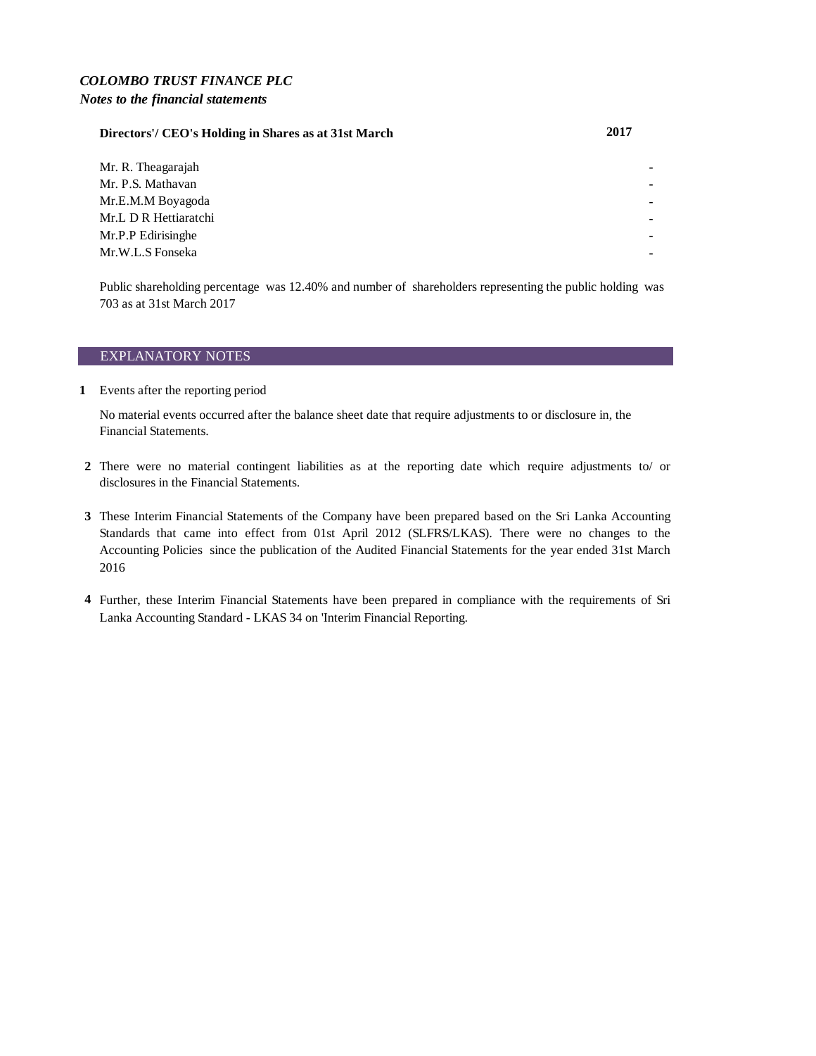***COLOMBO TRUST FINANCE PLC***

***Notes to the financial statements***

| **Directors'/ CEO's Holding in Shares as at 31st March** | **2017** |
|---|---|
| Mr. R. Theagarajah | - |
| Mr. P.S. Mathavan | - |
| Mr.E.M.M Boyagoda | - |
| Mr.L D R Hettiaratchi | - |
| Mr.P.P Edirisinghe | - |
| Mr.W.L.S Fonseka | - |

Public shareholding percentage was 12.40% and number of shareholders representing the public holding was 703 as at 31st March 2017

## EXPLANATORY NOTES

**1** Events after the reporting period

No material events occurred after the balance sheet date that require adjustments to or disclosure in, the Financial Statements.

**2** There were no material contingent liabilities as at the reporting date which require adjustments to/ or disclosures in the Financial Statements.

**3** These Interim Financial Statements of the Company have been prepared based on the Sri Lanka Accounting Standards that came into effect from 01st April 2012 (SLFRS/LKAS). There were no changes to the Accounting Policies since the publication of the Audited Financial Statements for the year ended 31st March 2016

**4** Further, these Interim Financial Statements have been prepared in compliance with the requirements of Sri Lanka Accounting Standard - LKAS 34 on 'Interim Financial Reporting.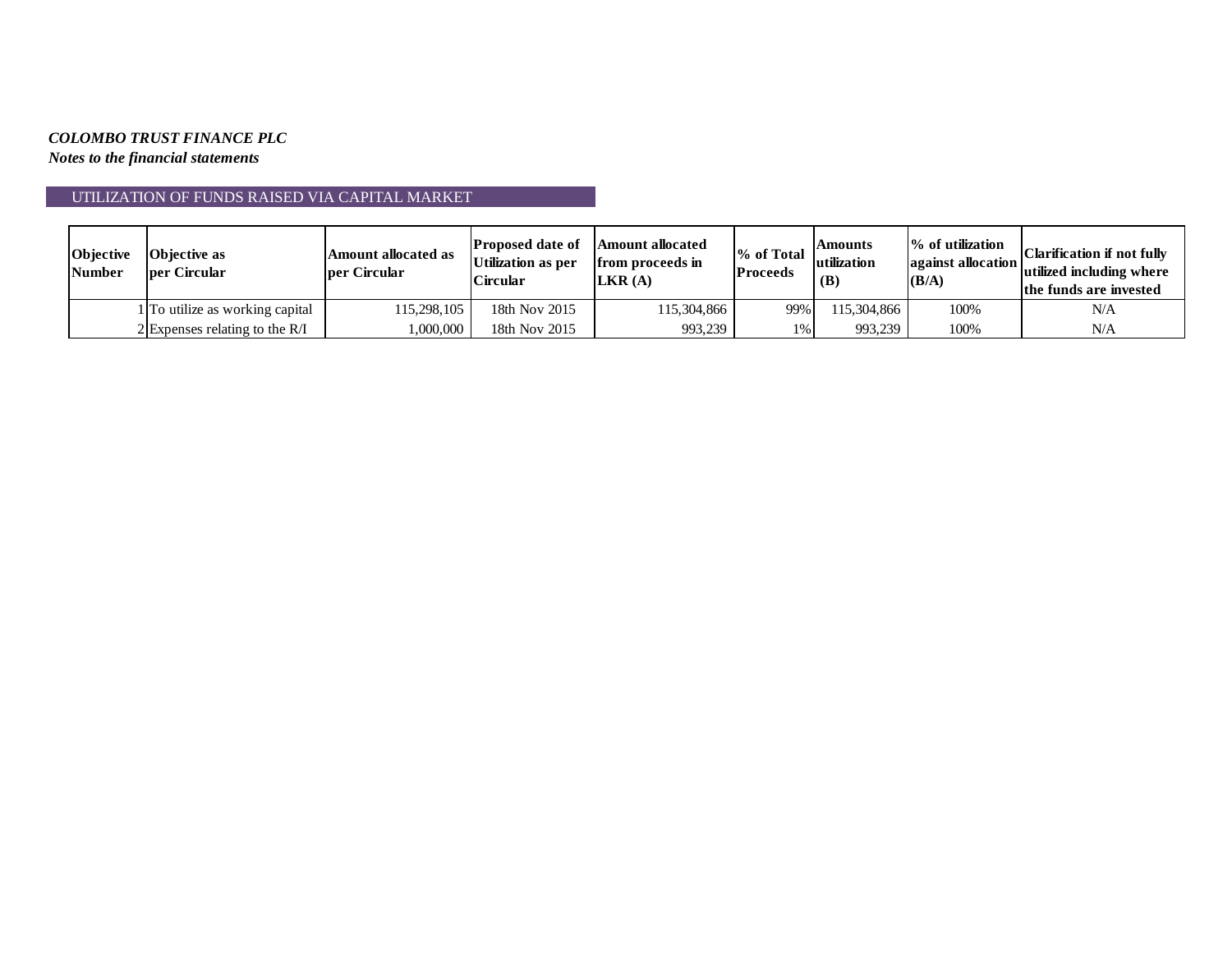***COLOMBO TRUST FINANCE PLC***

***Notes to the financial statements***

## UTILIZATION OF FUNDS RAISED VIA CAPITAL MARKET

| Objective Number | Objective as per Circular | Amount allocated as per Circular | Proposed date of Utilization as per Circular | Amount allocated from proceeds in LKR (A) | % of Total Proceeds | Amounts utilization (B) | % of utilization against allocation (B/A) | Clarification if not fully utilized including where the funds are invested |
|---|---|---|---|---|---|---|---|---|
| 1 | To utilize as working capital | 115,298,105 | 18th Nov 2015 | 115,304,866 | 99% | 115,304,866 | 100% | N/A |
| 2 | Expenses relating to the R/I | 1,000,000 | 18th Nov 2015 | 993,239 | 1% | 993,239 | 100% | N/A |